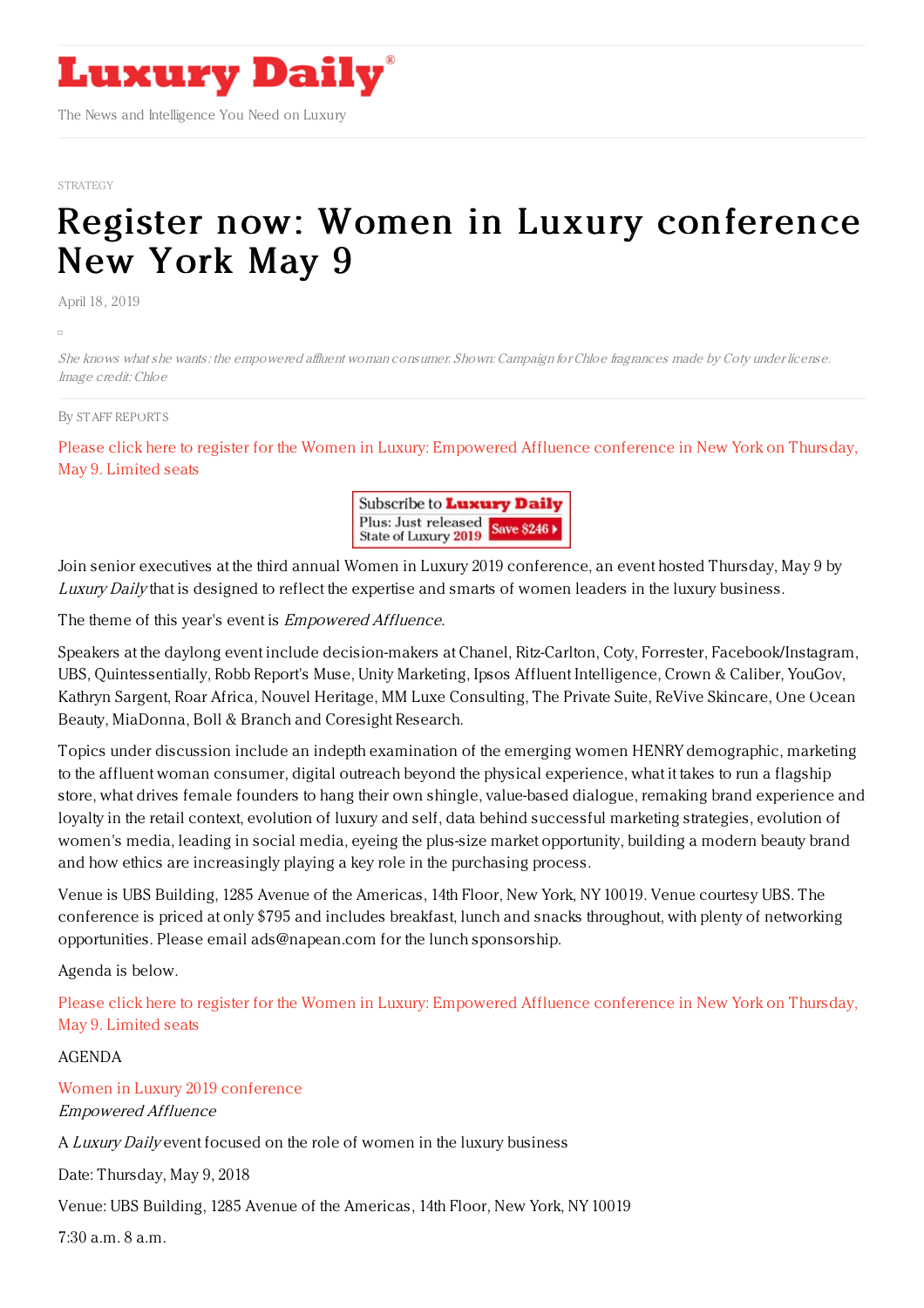# Luxury Daily

The News and Intelligence You Need on Luxury

STRATEGY

# Register now: Women in Luxury conference New York May 9

April 18, 2019

*She knows what she wants: the empowered affluent woman consumer. Shown: Campaign for Chloe fragrances made by Coty under license. Image credit: Chloe*

By STAFF REPORTS

Please click here to register for the Women in Luxury: Empowered Affluence conference in New York on Thursday, May 9. Limited seats

Subscribe to Luxury Daily
Plus: Just released State of Luxury 2019 Save $246

Join senior executives at the third annual Women in Luxury 2019 conference, an event hosted Thursday, May 9 by *Luxury Daily* that is designed to reflect the expertise and smarts of women leaders in the luxury business.

The theme of this year's event is *Empowered Affluence*.

Speakers at the daylong event include decision-makers at Chanel, Ritz-Carlton, Coty, Forrester, Facebook/Instagram, UBS, Quintessentially, Robb Report's Muse, Unity Marketing, Ipsos Affluent Intelligence, Crown & Caliber, YouGov, Kathryn Sargent, Roar Africa, Nouvel Heritage, MM Luxe Consulting, The Private Suite, ReVive Skincare, One Ocean Beauty, MiaDonna, Boll & Branch and Coresight Research.

Topics under discussion include an indepth examination of the emerging women HENRY demographic, marketing to the affluent woman consumer, digital outreach beyond the physical experience, what it takes to run a flagship store, what drives female founders to hang their own shingle, value-based dialogue, remaking brand experience and loyalty in the retail context, evolution of luxury and self, data behind successful marketing strategies, evolution of women's media, leading in social media, eyeing the plus-size market opportunity, building a modern beauty brand and how ethics are increasingly playing a key role in the purchasing process.

Venue is UBS Building, 1285 Avenue of the Americas, 14th Floor, New York, NY 10019. Venue courtesy UBS. The conference is priced at only $795 and includes breakfast, lunch and snacks throughout, with plenty of networking opportunities. Please email ads@napean.com for the lunch sponsorship.

Agenda is below.

Please click here to register for the Women in Luxury: Empowered Affluence conference in New York on Thursday, May 9. Limited seats

AGENDA

Women in Luxury 2019 conference
*Empowered Affluence*

A *Luxury Daily* event focused on the role of women in the luxury business

Date: Thursday, May 9, 2018

Venue: UBS Building, 1285 Avenue of the Americas, 14th Floor, New York, NY 10019

7:30 a.m. 8 a.m.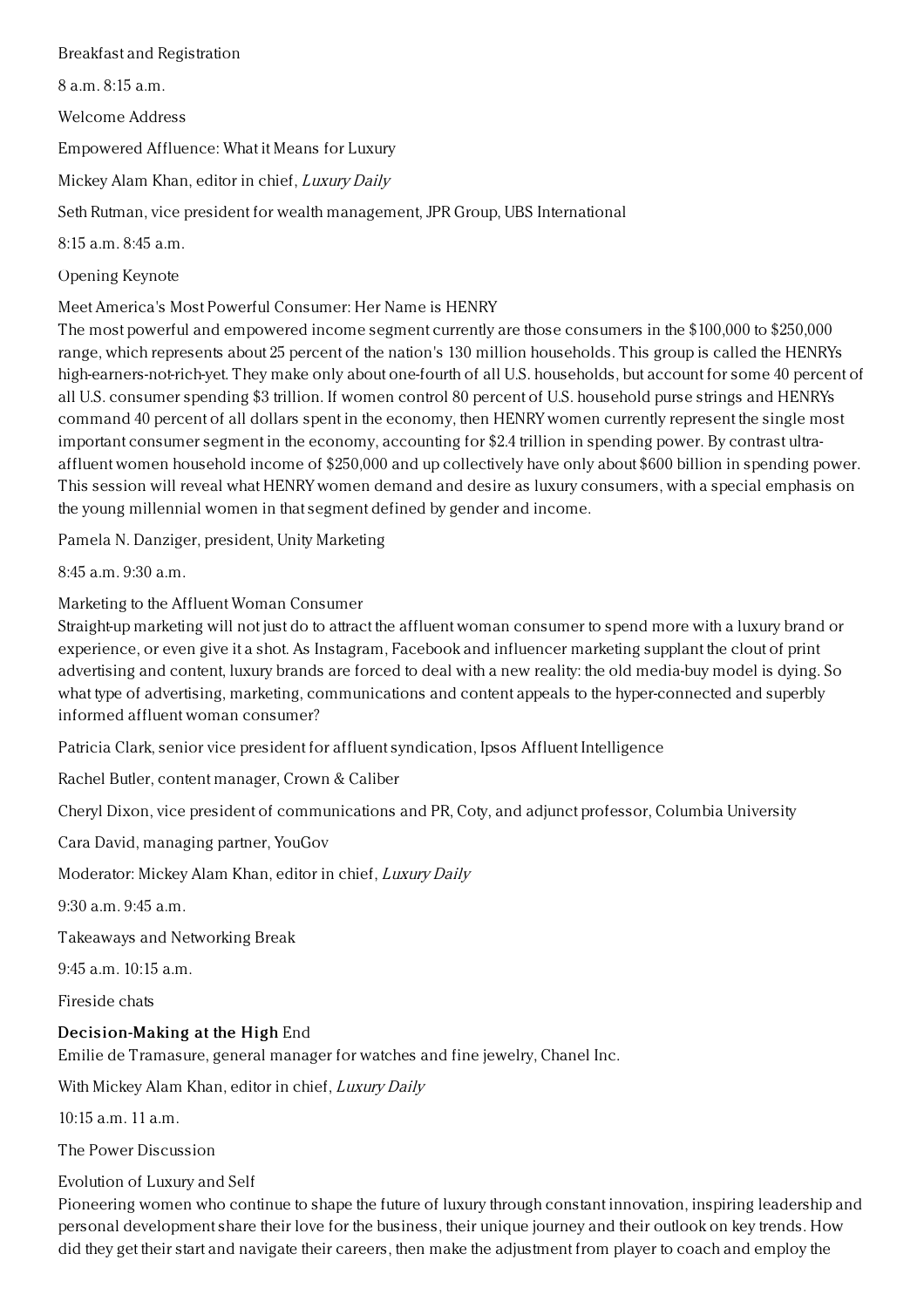Breakfast and Registration

8 a.m. 8:15 a.m.

Welcome Address

Empowered Affluence: What it Means for Luxury

Mickey Alam Khan, editor in chief, *Luxury Daily*

Seth Rutman, vice president for wealth management, JPR Group, UBS International

8:15 a.m. 8:45 a.m.

Opening Keynote

Meet America's Most Powerful Consumer: Her Name is HENRY
The most powerful and empowered income segment currently are those consumers in the $100,000 to $250,000 range, which represents about 25 percent of the nation's 130 million households. This group is called the HENRYs high-earners-not-rich-yet. They make only about one-fourth of all U.S. households, but account for some 40 percent of all U.S. consumer spending $3 trillion. If women control 80 percent of U.S. household purse strings and HENRYs command 40 percent of all dollars spent in the economy, then HENRY women currently represent the single most important consumer segment in the economy, accounting for $2.4 trillion in spending power. By contrast ultra-affluent women household income of $250,000 and up collectively have only about $600 billion in spending power. This session will reveal what HENRY women demand and desire as luxury consumers, with a special emphasis on the young millennial women in that segment defined by gender and income.

Pamela N. Danziger, president, Unity Marketing

8:45 a.m. 9:30 a.m.

Marketing to the Affluent Woman Consumer
Straight-up marketing will not just do to attract the affluent woman consumer to spend more with a luxury brand or experience, or even give it a shot. As Instagram, Facebook and influencer marketing supplant the clout of print advertising and content, luxury brands are forced to deal with a new reality: the old media-buy model is dying. So what type of advertising, marketing, communications and content appeals to the hyper-connected and superbly informed affluent woman consumer?

Patricia Clark, senior vice president for affluent syndication, Ipsos Affluent Intelligence

Rachel Butler, content manager, Crown & Caliber

Cheryl Dixon, vice president of communications and PR, Coty, and adjunct professor, Columbia University

Cara David, managing partner, YouGov

Moderator: Mickey Alam Khan, editor in chief, *Luxury Daily*

9:30 a.m. 9:45 a.m.

Takeaways and Networking Break

9:45 a.m. 10:15 a.m.

Fireside chats

**Decision-Making at the High** End
Emilie de Tramasure, general manager for watches and fine jewelry, Chanel Inc.

With Mickey Alam Khan, editor in chief, *Luxury Daily*

10:15 a.m. 11 a.m.

The Power Discussion

Evolution of Luxury and Self
Pioneering women who continue to shape the future of luxury through constant innovation, inspiring leadership and personal development share their love for the business, their unique journey and their outlook on key trends. How did they get their start and navigate their careers, then make the adjustment from player to coach and employ the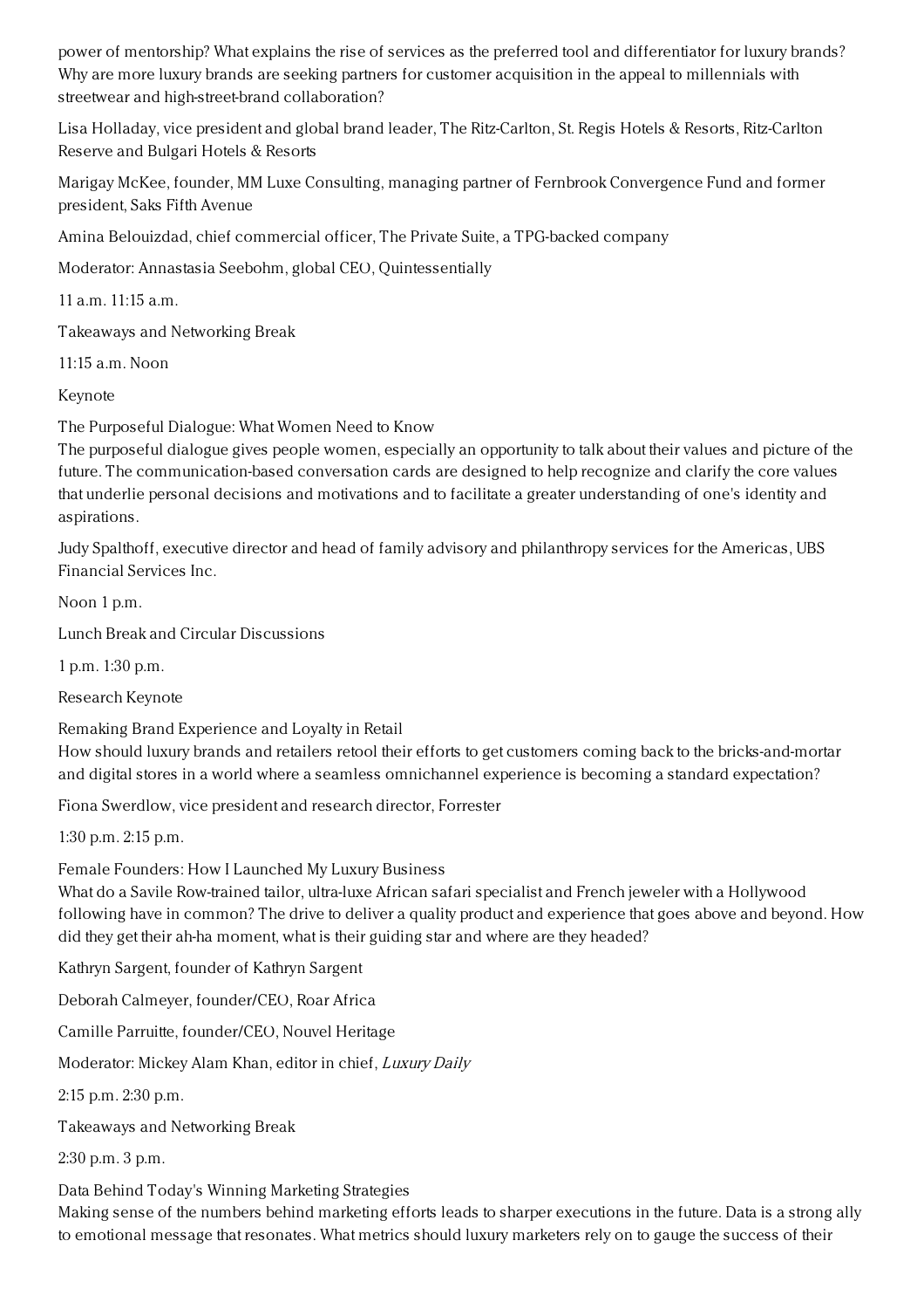power of mentorship? What explains the rise of services as the preferred tool and differentiator for luxury brands? Why are more luxury brands are seeking partners for customer acquisition in the appeal to millennials with streetwear and high-street-brand collaboration?

Lisa Holladay, vice president and global brand leader, The Ritz-Carlton, St. Regis Hotels & Resorts, Ritz-Carlton Reserve and Bulgari Hotels & Resorts

Marigay McKee, founder, MM Luxe Consulting, managing partner of Fernbrook Convergence Fund and former president, Saks Fifth Avenue

Amina Belouizdad, chief commercial officer, The Private Suite, a TPG-backed company

Moderator: Annastasia Seebohm, global CEO, Quintessentially

11 a.m. 11:15 a.m.

Takeaways and Networking Break

11:15 a.m. Noon

Keynote

The Purposeful Dialogue: What Women Need to Know
The purposeful dialogue gives people women, especially an opportunity to talk about their values and picture of the future. The communication-based conversation cards are designed to help recognize and clarify the core values that underlie personal decisions and motivations and to facilitate a greater understanding of one's identity and aspirations.

Judy Spalthoff, executive director and head of family advisory and philanthropy services for the Americas, UBS Financial Services Inc.

Noon 1 p.m.

Lunch Break and Circular Discussions

1 p.m. 1:30 p.m.

Research Keynote

Remaking Brand Experience and Loyalty in Retail
How should luxury brands and retailers retool their efforts to get customers coming back to the bricks-and-mortar and digital stores in a world where a seamless omnichannel experience is becoming a standard expectation?

Fiona Swerdlow, vice president and research director, Forrester

1:30 p.m. 2:15 p.m.

Female Founders: How I Launched My Luxury Business
What do a Savile Row-trained tailor, ultra-luxe African safari specialist and French jeweler with a Hollywood following have in common? The drive to deliver a quality product and experience that goes above and beyond. How did they get their ah-ha moment, what is their guiding star and where are they headed?

Kathryn Sargent, founder of Kathryn Sargent

Deborah Calmeyer, founder/CEO, Roar Africa

Camille Parruitte, founder/CEO, Nouvel Heritage

Moderator: Mickey Alam Khan, editor in chief, *Luxury Daily*

2:15 p.m. 2:30 p.m.

Takeaways and Networking Break

2:30 p.m. 3 p.m.

Data Behind Today's Winning Marketing Strategies
Making sense of the numbers behind marketing efforts leads to sharper executions in the future. Data is a strong ally to emotional message that resonates. What metrics should luxury marketers rely on to gauge the success of their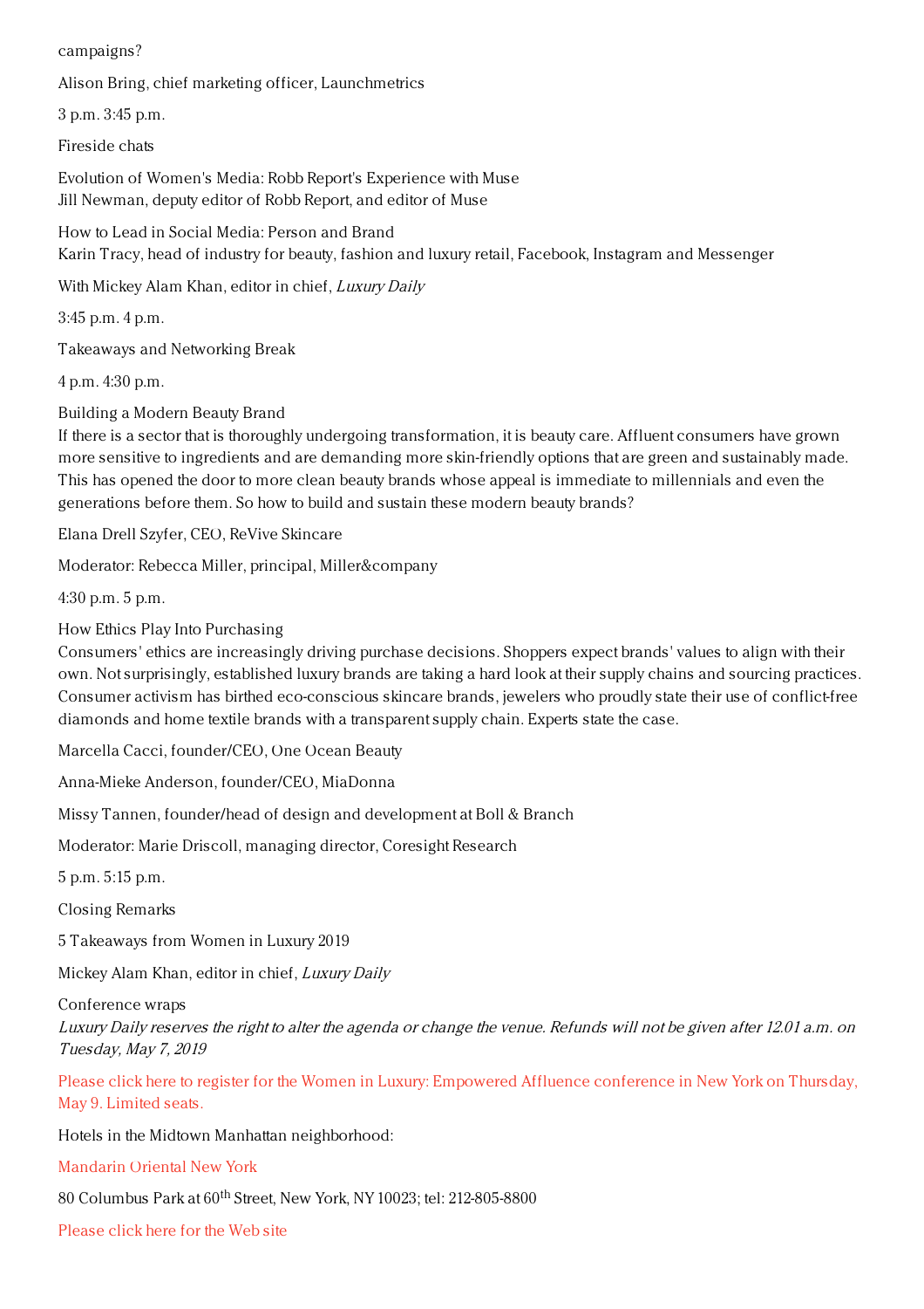campaigns?

Alison Bring, chief marketing officer, Launchmetrics

3 p.m. 3:45 p.m.

Fireside chats

Evolution of Women's Media: Robb Report's Experience with Muse
Jill Newman, deputy editor of Robb Report, and editor of Muse

How to Lead in Social Media: Person and Brand
Karin Tracy, head of industry for beauty, fashion and luxury retail, Facebook, Instagram and Messenger

With Mickey Alam Khan, editor in chief, *Luxury Daily*

3:45 p.m. 4 p.m.

Takeaways and Networking Break

4 p.m. 4:30 p.m.

Building a Modern Beauty Brand
If there is a sector that is thoroughly undergoing transformation, it is beauty care. Affluent consumers have grown more sensitive to ingredients and are demanding more skin-friendly options that are green and sustainably made. This has opened the door to more clean beauty brands whose appeal is immediate to millennials and even the generations before them. So how to build and sustain these modern beauty brands?

Elana Drell Szyfer, CEO, ReVive Skincare

Moderator: Rebecca Miller, principal, Miller&company

4:30 p.m. 5 p.m.

How Ethics Play Into Purchasing
Consumers' ethics are increasingly driving purchase decisions. Shoppers expect brands' values to align with their own. Not surprisingly, established luxury brands are taking a hard look at their supply chains and sourcing practices. Consumer activism has birthed eco-conscious skincare brands, jewelers who proudly state their use of conflict-free diamonds and home textile brands with a transparent supply chain. Experts state the case.

Marcella Cacci, founder/CEO, One Ocean Beauty

Anna-Mieke Anderson, founder/CEO, MiaDonna

Missy Tannen, founder/head of design and development at Boll & Branch

Moderator: Marie Driscoll, managing director, Coresight Research

5 p.m. 5:15 p.m.

Closing Remarks

5 Takeaways from Women in Luxury 2019

Mickey Alam Khan, editor in chief, *Luxury Daily*

Conference wraps
*Luxury Daily reserves the right to alter the agenda or change the venue. Refunds will not be given after 12.01 a.m. on Tuesday, May 7, 2019*

Please click here to register for the Women in Luxury: Empowered Affluence conference in New York on Thursday, May 9. Limited seats.

Hotels in the Midtown Manhattan neighborhood:

Mandarin Oriental New York

80 Columbus Park at 60th Street, New York, NY 10023; tel: 212-805-8800

Please click here for the Web site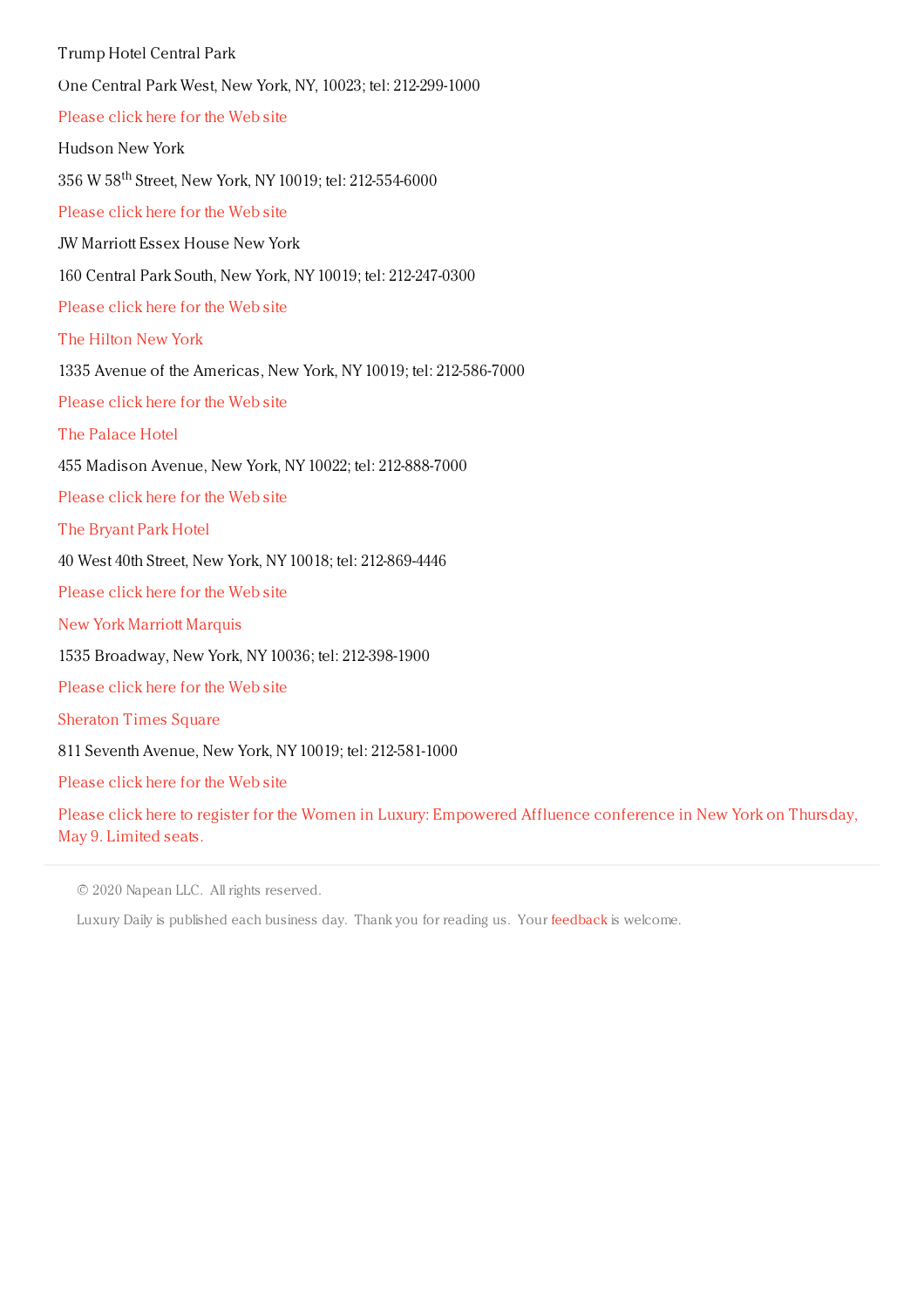Trump Hotel Central Park

One Central Park West, New York, NY, 10023; tel: 212-299-1000

Please click here for the Web site

Hudson New York

356 W 58th Street, New York, NY 10019; tel: 212-554-6000

Please click here for the Web site

JW Marriott Essex House New York

160 Central Park South, New York, NY 10019; tel: 212-247-0300

Please click here for the Web site

The Hilton New York

1335 Avenue of the Americas, New York, NY 10019; tel: 212-586-7000

Please click here for the Web site

The Palace Hotel

455 Madison Avenue, New York, NY 10022; tel: 212-888-7000

Please click here for the Web site

The Bryant Park Hotel

40 West 40th Street, New York, NY 10018; tel: 212-869-4446

Please click here for the Web site

New York Marriott Marquis

1535 Broadway, New York, NY 10036; tel: 212-398-1900

Please click here for the Web site

Sheraton Times Square

811 Seventh Avenue, New York, NY 10019; tel: 212-581-1000

Please click here for the Web site

Please click here to register for the Women in Luxury: Empowered Affluence conference in New York on Thursday, May 9. Limited seats.

---

© 2020 Napean LLC. All rights reserved.

Luxury Daily is published each business day. Thank you for reading us. Your feedback is welcome.